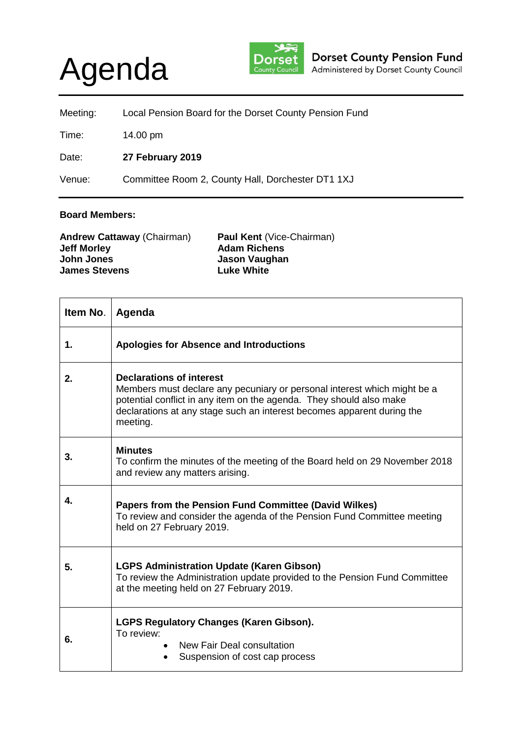# Agenda

**Dorset County Pension Fund**
Administered by Dorset County Council

| | |
|---|---|
| Meeting: | Local Pension Board for the Dorset County Pension Fund |
| Time: | 14.00 pm |
| Date: | **27 February 2019** |
| Venue: | Committee Room 2, County Hall, Dorchester DT1 1XJ |

**Board Members:**

**Andrew Cattaway** (Chairman)
**Jeff Morley**
**John Jones**
**James Stevens**
**Paul Kent** (Vice-Chairman)
**Adam Richens**
**Jason Vaughan**
**Luke White**

| Item No. | Agenda |
|---|---|
| **1.** | **Apologies for Absence and Introductions** |
| **2.** | **Declarations of interest**<br>Members must declare any pecuniary or personal interest which might be a potential conflict in any item on the agenda. They should also make declarations at any stage such an interest becomes apparent during the meeting. |
| **3.** | **Minutes**<br>To confirm the minutes of the meeting of the Board held on 29 November 2018 and review any matters arising. |
| **4.** | **Papers from the Pension Fund Committee (David Wilkes)**<br>To review and consider the agenda of the Pension Fund Committee meeting held on 27 February 2019. |
| **5.** | **LGPS Administration Update (Karen Gibson)**<br>To review the Administration update provided to the Pension Fund Committee at the meeting held on 27 February 2019. |
| **6.** | **LGPS Regulatory Changes (Karen Gibson).**<br>To review:<br>• New Fair Deal consultation<br>• Suspension of cost cap process |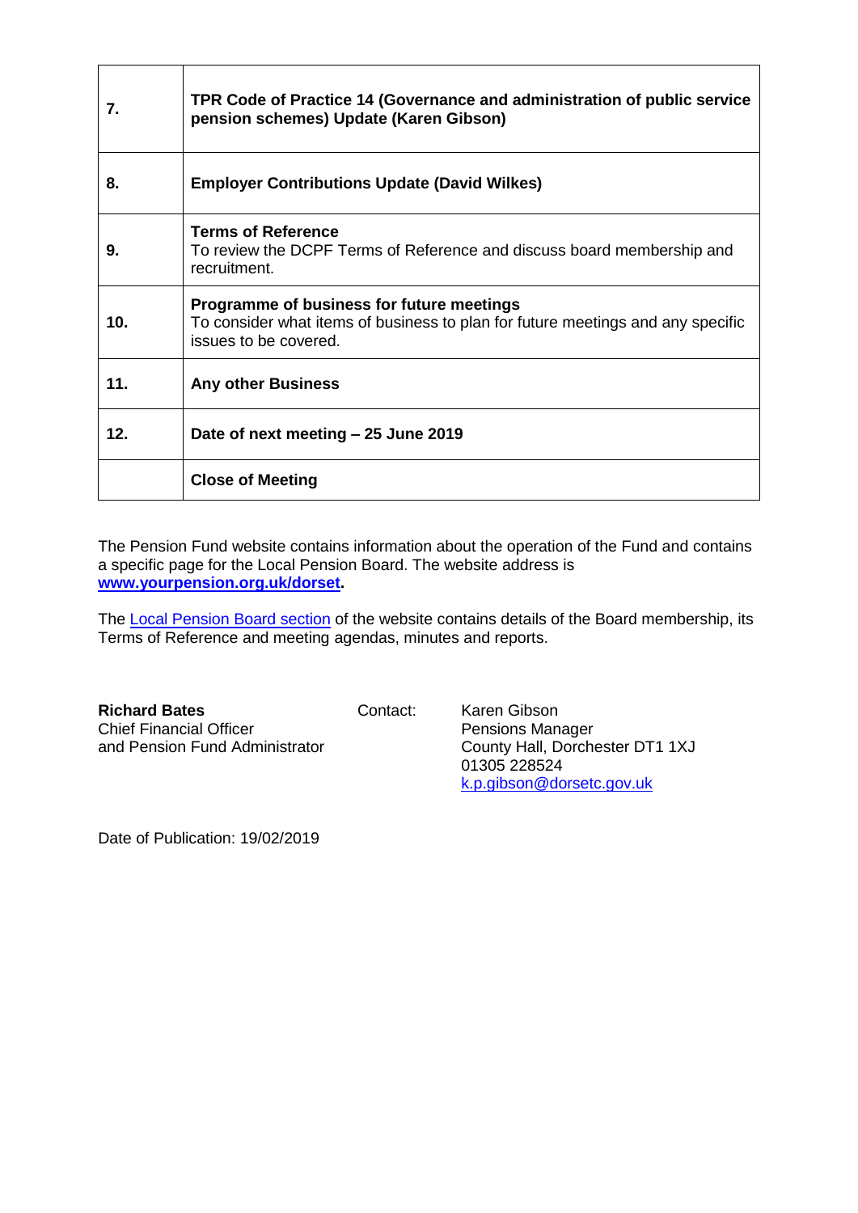| | |
|---|---|
| **7.** | **TPR Code of Practice 14 (Governance and administration of public service pension schemes) Update (Karen Gibson)** |
| **8.** | **Employer Contributions Update (David Wilkes)** |
| **9.** | **Terms of Reference**<br>To review the DCPF Terms of Reference and discuss board membership and recruitment. |
| **10.** | **Programme of business for future meetings**<br>To consider what items of business to plan for future meetings and any specific issues to be covered. |
| **11.** | **Any other Business** |
| **12.** | **Date of next meeting – 25 June 2019** |
| | **Close of Meeting** |

The Pension Fund website contains information about the operation of the Fund and contains a specific page for the Local Pension Board. The website address is **www.yourpension.org.uk/dorset**.

The Local Pension Board section of the website contains details of the Board membership, its Terms of Reference and meeting agendas, minutes and reports.

**Richard Bates**
Chief Financial Officer
and Pension Fund Administrator

Contact:
Karen Gibson
Pensions Manager
County Hall, Dorchester DT1 1XJ
01305 228524
k.p.gibson@dorsetc.gov.uk

Date of Publication: 19/02/2019